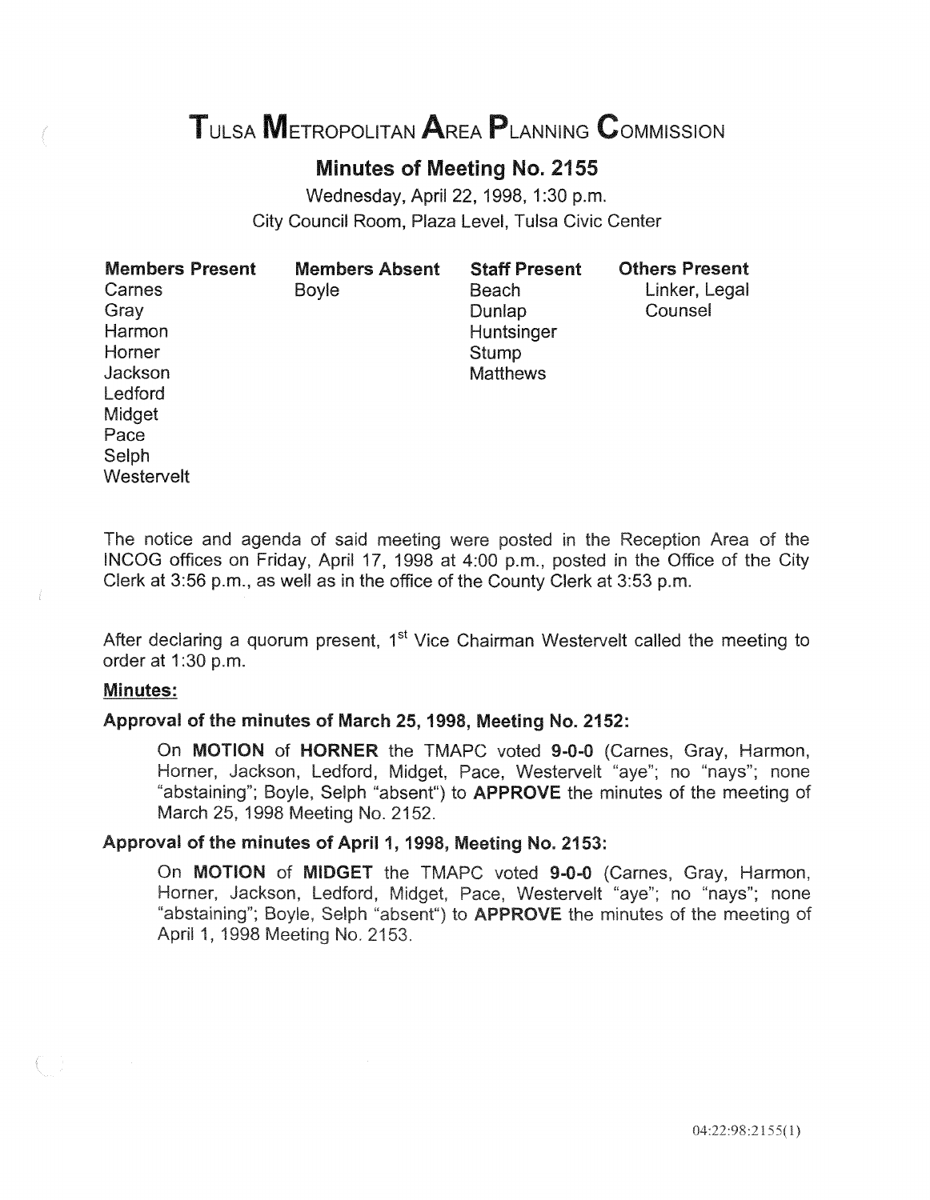# TULSA METROPOLITAN AREA PLANNING COMMISSION

## Minutes of Meeting No. 2155

Wednesday, April 22, 1998, 1:30 p.m.
City Council Room, Plaza Level, Tulsa Civic Center

| Members Present | Members Absent | Staff Present | Others Present |
|---|---|---|---|
| Carnes | Boyle | Beach | Linker, Legal Counsel |
| Gray | | Dunlap | |
| Harmon | | Huntsinger | |
| Horner | | Stump | |
| Jackson | | Matthews | |
| Ledford | | | |
| Midget | | | |
| Pace | | | |
| Selph | | | |
| Westervelt | | | |

The notice and agenda of said meeting were posted in the Reception Area of the INCOG offices on Friday, April 17, 1998 at 4:00 p.m., posted in the Office of the City Clerk at 3:56 p.m., as well as in the office of the County Clerk at 3:53 p.m.

After declaring a quorum present, 1st Vice Chairman Westervelt called the meeting to order at 1:30 p.m.

**Minutes:**

**Approval of the minutes of March 25, 1998, Meeting No. 2152:**

On **MOTION** of **HORNER** the TMAPC voted **9-0-0** (Carnes, Gray, Harmon, Horner, Jackson, Ledford, Midget, Pace, Westervelt "aye"; no "nays"; none "abstaining"; Boyle, Selph "absent") to **APPROVE** the minutes of the meeting of March 25, 1998 Meeting No. 2152.

**Approval of the minutes of April 1, 1998, Meeting No. 2153:**

On **MOTION** of **MIDGET** the TMAPC voted **9-0-0** (Carnes, Gray, Harmon, Horner, Jackson, Ledford, Midget, Pace, Westervelt "aye"; no "nays"; none "abstaining"; Boyle, Selph "absent") to **APPROVE** the minutes of the meeting of April 1, 1998 Meeting No. 2153.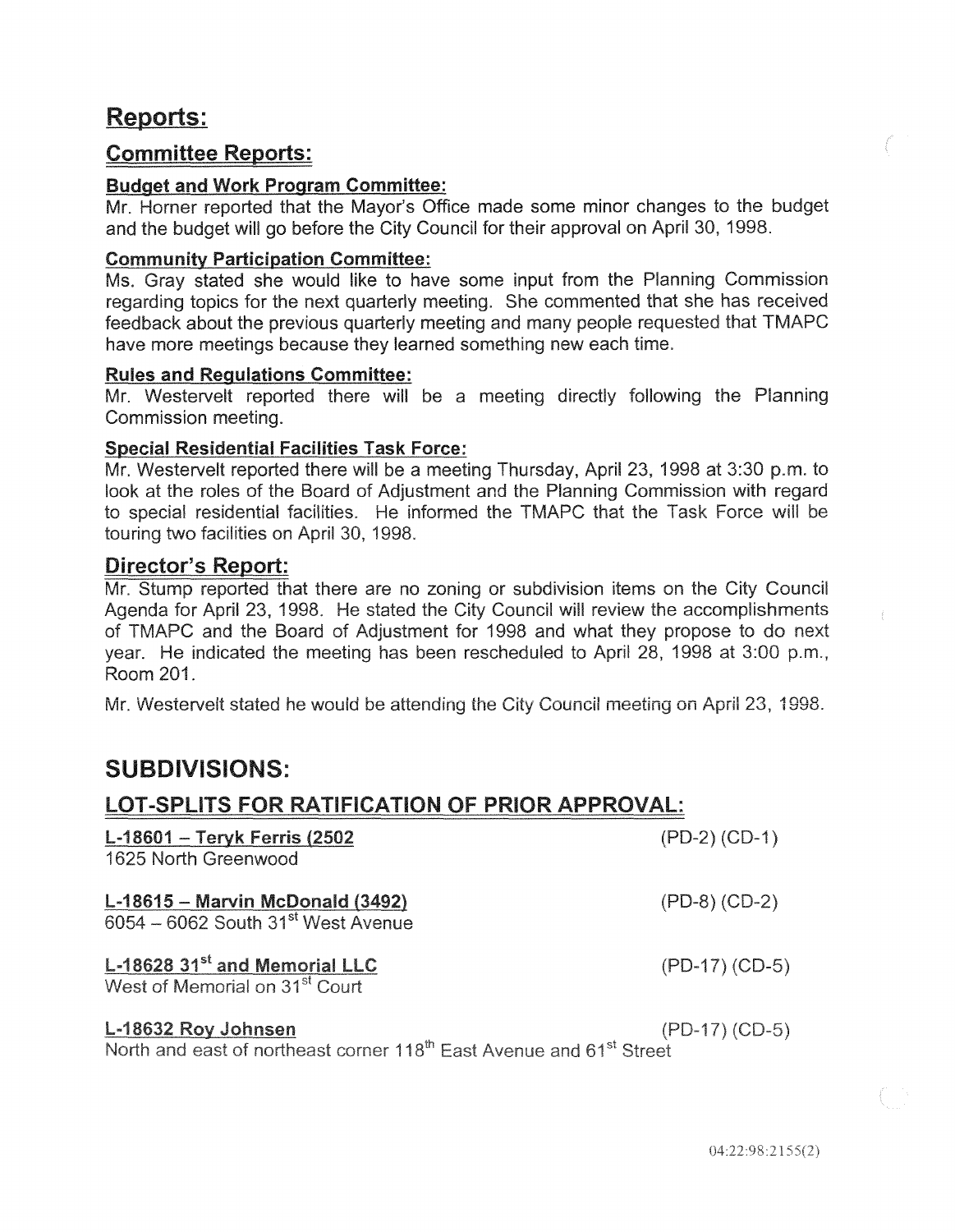## Reports:

### Committee Reports:

#### Budget and Work Program Committee:

Mr. Horner reported that the Mayor's Office made some minor changes to the budget and the budget will go before the City Council for their approval on April 30, 1998.

#### Community Participation Committee:

Ms. Gray stated she would like to have some input from the Planning Commission regarding topics for the next quarterly meeting. She commented that she has received feedback about the previous quarterly meeting and many people requested that TMAPC have more meetings because they learned something new each time.

#### Rules and Regulations Committee:

Mr. Westervelt reported there will be a meeting directly following the Planning Commission meeting.

#### Special Residential Facilities Task Force:

Mr. Westervelt reported there will be a meeting Thursday, April 23, 1998 at 3:30 p.m. to look at the roles of the Board of Adjustment and the Planning Commission with regard to special residential facilities. He informed the TMAPC that the Task Force will be touring two facilities on April 30, 1998.

### Director's Report:

Mr. Stump reported that there are no zoning or subdivision items on the City Council Agenda for April 23, 1998. He stated the City Council will review the accomplishments of TMAPC and the Board of Adjustment for 1998 and what they propose to do next year. He indicated the meeting has been rescheduled to April 28, 1998 at 3:00 p.m., Room 201.

Mr. Westervelt stated he would be attending the City Council meeting on April 23, 1998.

## SUBDIVISIONS:

### LOT-SPLITS FOR RATIFICATION OF PRIOR APPROVAL:

**L-18601 – Teryk Ferris (2502** (PD-2) (CD-1)
1625 North Greenwood

**L-18615 – Marvin McDonald (3492)** (PD-8) (CD-2)
6054 – 6062 South 31st West Avenue

**L-18628 31st and Memorial LLC** (PD-17) (CD-5)
West of Memorial on 31st Court

**L-18632 Roy Johnsen** (PD-17) (CD-5)
North and east of northeast corner 118th East Avenue and 61st Street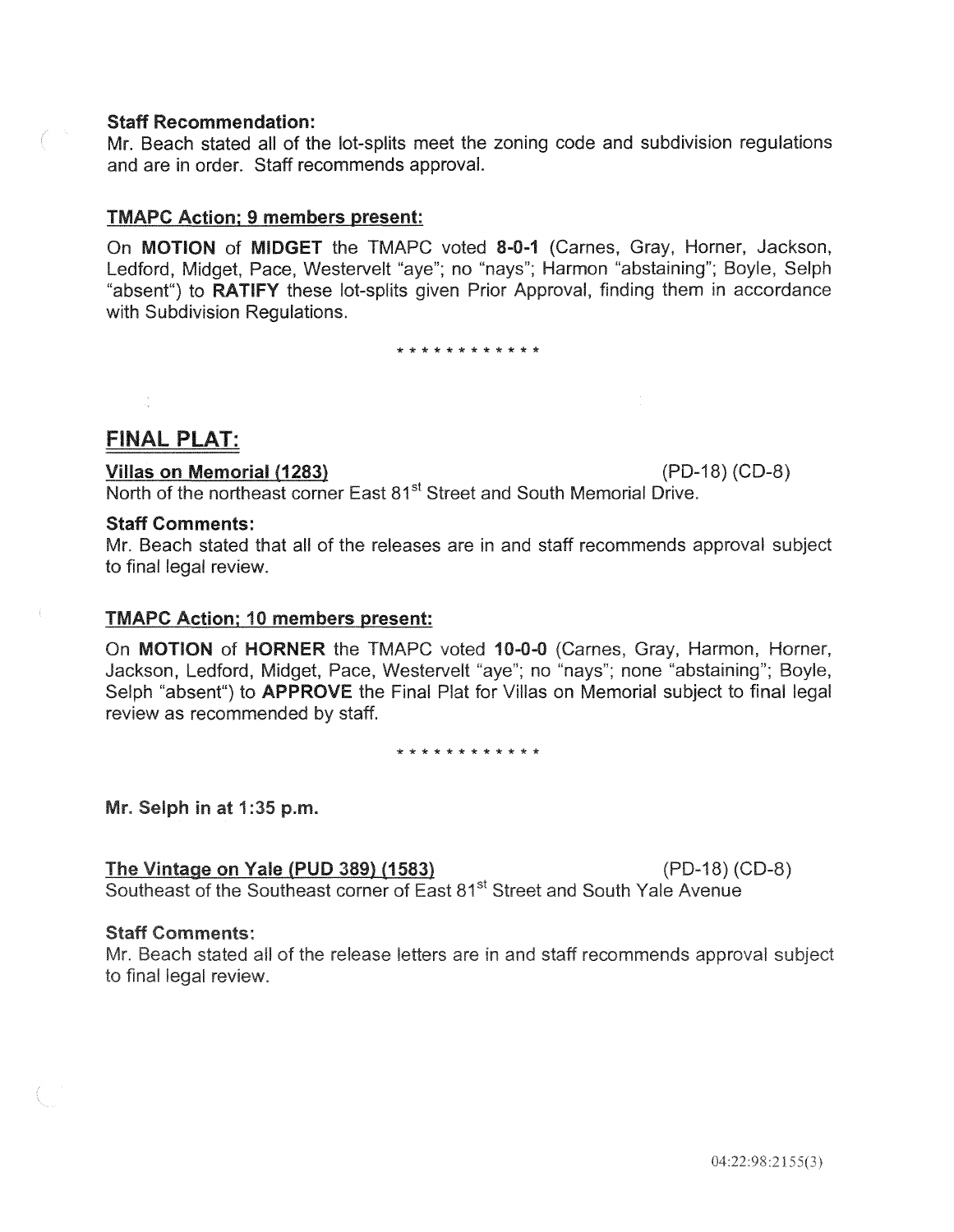**Staff Recommendation:**

Mr. Beach stated all of the lot-splits meet the zoning code and subdivision regulations and are in order. Staff recommends approval.

**TMAPC Action; 9 members present:**

On **MOTION** of **MIDGET** the TMAPC voted **8-0-1** (Carnes, Gray, Horner, Jackson, Ledford, Midget, Pace, Westervelt "aye"; no "nays"; Harmon "abstaining"; Boyle, Selph "absent") to **RATIFY** these lot-splits given Prior Approval, finding them in accordance with Subdivision Regulations.

\* \* \* \* \* \* \* \* \* \* \* \*

## FINAL PLAT:

**Villas on Memorial (1283)** (PD-18) (CD-8)

North of the northeast corner East 81st Street and South Memorial Drive.

**Staff Comments:**

Mr. Beach stated that all of the releases are in and staff recommends approval subject to final legal review.

**TMAPC Action; 10 members present:**

On **MOTION** of **HORNER** the TMAPC voted **10-0-0** (Carnes, Gray, Harmon, Horner, Jackson, Ledford, Midget, Pace, Westervelt "aye"; no "nays"; none "abstaining"; Boyle, Selph "absent") to **APPROVE** the Final Plat for Villas on Memorial subject to final legal review as recommended by staff.

\* \* \* \* \* \* \* \* \* \* \* \*

**Mr. Selph in at 1:35 p.m.**

**The Vintage on Yale (PUD 389) (1583)** (PD-18) (CD-8)

Southeast of the Southeast corner of East 81st Street and South Yale Avenue

**Staff Comments:**

Mr. Beach stated all of the release letters are in and staff recommends approval subject to final legal review.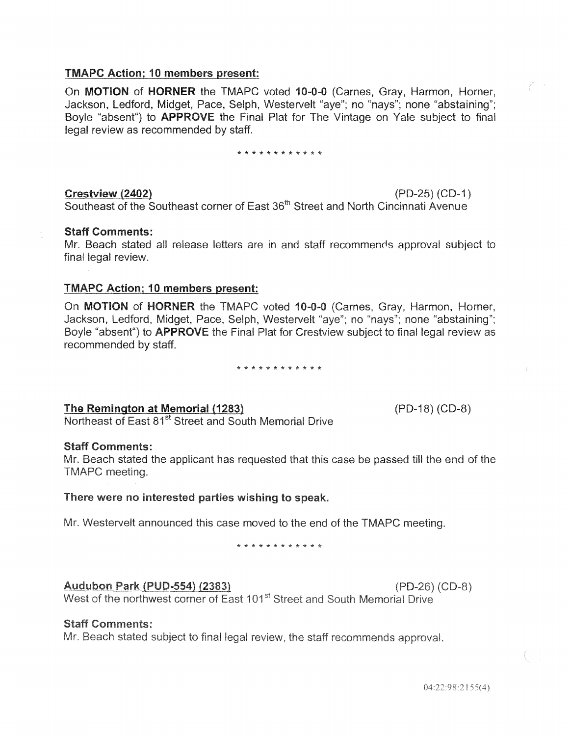**<u>TMAPC Action; 10 members present:</u>**

On **MOTION** of **HORNER** the TMAPC voted **10-0-0** (Carnes, Gray, Harmon, Horner, Jackson, Ledford, Midget, Pace, Selph, Westervelt "aye"; no "nays"; none "abstaining"; Boyle "absent") to **APPROVE** the Final Plat for The Vintage on Yale subject to final legal review as recommended by staff.

\* \* \* \* \* \* \* \* \* \* \* \*

**<u>Crestview (2402)</u>** (PD-25) (CD-1)
Southeast of the Southeast corner of East 36th Street and North Cincinnati Avenue

**Staff Comments:**
Mr. Beach stated all release letters are in and staff recommends approval subject to final legal review.

**<u>TMAPC Action; 10 members present:</u>**

On **MOTION** of **HORNER** the TMAPC voted **10-0-0** (Carnes, Gray, Harmon, Horner, Jackson, Ledford, Midget, Pace, Selph, Westervelt "aye"; no "nays"; none "abstaining"; Boyle "absent") to **APPROVE** the Final Plat for Crestview subject to final legal review as recommended by staff.

\* \* \* \* \* \* \* \* \* \* \* \*

**<u>The Remington at Memorial (1283)</u>** (PD-18) (CD-8)
Northeast of East 81st Street and South Memorial Drive

**Staff Comments:**
Mr. Beach stated the applicant has requested that this case be passed till the end of the TMAPC meeting.

**There were no interested parties wishing to speak.**

Mr. Westervelt announced this case moved to the end of the TMAPC meeting.

\* \* \* \* \* \* \* \* \* \* \* \*

**<u>Audubon Park (PUD-554) (2383)</u>** (PD-26) (CD-8)
West of the northwest corner of East 101st Street and South Memorial Drive

**Staff Comments:**
Mr. Beach stated subject to final legal review, the staff recommends approval.

04:22:98:2155(4)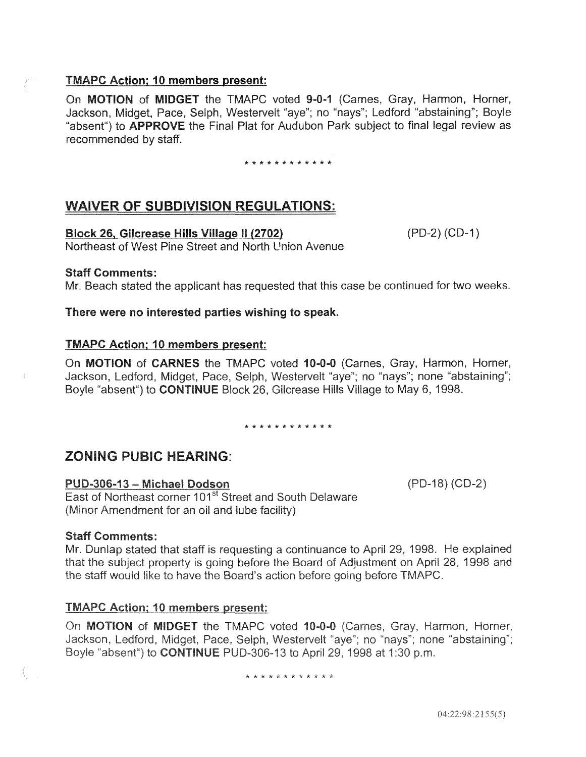**TMAPC Action; 10 members present:**

On **MOTION** of **MIDGET** the TMAPC voted **9-0-1** (Carnes, Gray, Harmon, Horner, Jackson, Midget, Pace, Selph, Westervelt "aye"; no "nays"; Ledford "abstaining"; Boyle "absent") to **APPROVE** the Final Plat for Audubon Park subject to final legal review as recommended by staff.

\* \* \* \* \* \* \* \* \* \* \* \*

## WAIVER OF SUBDIVISION REGULATIONS:

**Block 26, Gilcrease Hills Village II (2702)** (PD-2) (CD-1)
Northeast of West Pine Street and North Union Avenue

**Staff Comments:**
Mr. Beach stated the applicant has requested that this case be continued for two weeks.

**There were no interested parties wishing to speak.**

**TMAPC Action; 10 members present:**

On **MOTION** of **CARNES** the TMAPC voted **10-0-0** (Carnes, Gray, Harmon, Horner, Jackson, Ledford, Midget, Pace, Selph, Westervelt "aye"; no "nays"; none "abstaining"; Boyle "absent") to **CONTINUE** Block 26, Gilcrease Hills Village to May 6, 1998.

\* \* \* \* \* \* \* \* \* \* \* \*

## ZONING PUBIC HEARING:

**PUD-306-13 – Michael Dodson** (PD-18) (CD-2)
East of Northeast corner 101st Street and South Delaware
(Minor Amendment for an oil and lube facility)

**Staff Comments:**
Mr. Dunlap stated that staff is requesting a continuance to April 29, 1998. He explained that the subject property is going before the Board of Adjustment on April 28, 1998 and the staff would like to have the Board's action before going before TMAPC.

**TMAPC Action; 10 members present:**

On **MOTION** of **MIDGET** the TMAPC voted **10-0-0** (Carnes, Gray, Harmon, Horner, Jackson, Ledford, Midget, Pace, Selph, Westervelt "aye"; no "nays"; none "abstaining"; Boyle "absent") to **CONTINUE** PUD-306-13 to April 29, 1998 at 1:30 p.m.

\* \* \* \* \* \* \* \* \* \* \* \*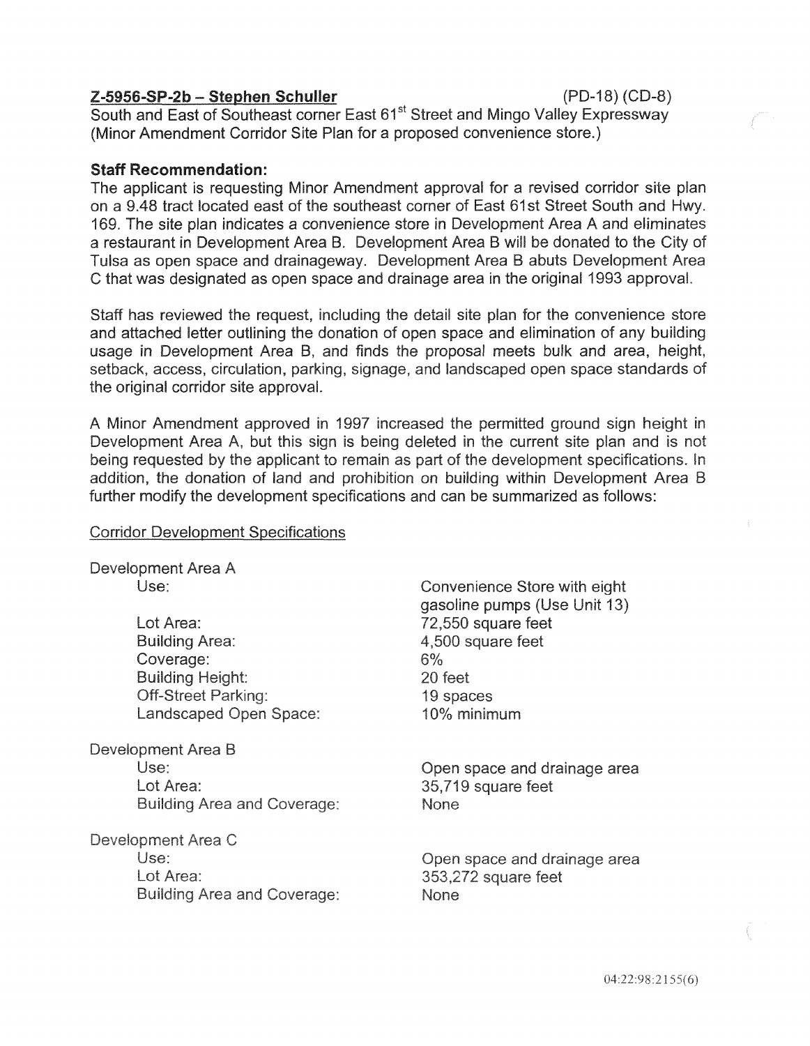**Z-5956-SP-2b – Stephen Schuller** (PD-18) (CD-8)

South and East of Southeast corner East 61st Street and Mingo Valley Expressway (Minor Amendment Corridor Site Plan for a proposed convenience store.)

**Staff Recommendation:**

The applicant is requesting Minor Amendment approval for a revised corridor site plan on a 9.48 tract located east of the southeast corner of East 61st Street South and Hwy. 169. The site plan indicates a convenience store in Development Area A and eliminates a restaurant in Development Area B. Development Area B will be donated to the City of Tulsa as open space and drainageway. Development Area B abuts Development Area C that was designated as open space and drainage area in the original 1993 approval.

Staff has reviewed the request, including the detail site plan for the convenience store and attached letter outlining the donation of open space and elimination of any building usage in Development Area B, and finds the proposal meets bulk and area, height, setback, access, circulation, parking, signage, and landscaped open space standards of the original corridor site approval.

A Minor Amendment approved in 1997 increased the permitted ground sign height in Development Area A, but this sign is being deleted in the current site plan and is not being requested by the applicant to remain as part of the development specifications. In addition, the donation of land and prohibition on building within Development Area B further modify the development specifications and can be summarized as follows:

Corridor Development Specifications

Development Area A

| | |
|---|---|
| Use: | Convenience Store with eight gasoline pumps (Use Unit 13) |
| Lot Area: | 72,550 square feet |
| Building Area: | 4,500 square feet |
| Coverage: | 6% |
| Building Height: | 20 feet |
| Off-Street Parking: | 19 spaces |
| Landscaped Open Space: | 10% minimum |

Development Area B

| | |
|---|---|
| Use: | Open space and drainage area |
| Lot Area: | 35,719 square feet |
| Building Area and Coverage: | None |

Development Area C

| | |
|---|---|
| Use: | Open space and drainage area |
| Lot Area: | 353,272 square feet |
| Building Area and Coverage: | None |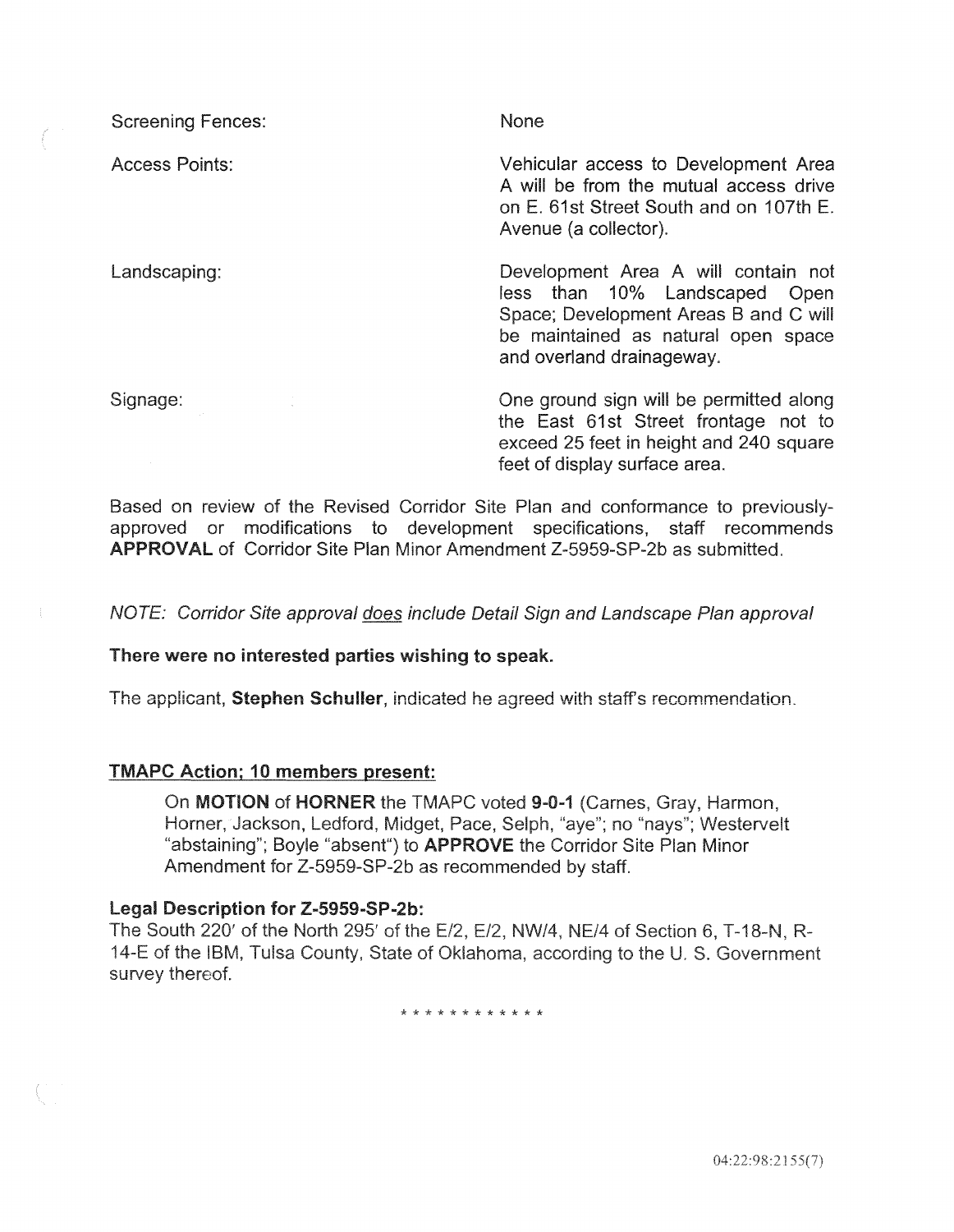Screening Fences: None

Access Points: Vehicular access to Development Area A will be from the mutual access drive on E. 61st Street South and on 107th E. Avenue (a collector).

Landscaping: Development Area A will contain not less than 10% Landscaped Open Space; Development Areas B and C will be maintained as natural open space and overland drainageway.

Signage: One ground sign will be permitted along the East 61st Street frontage not to exceed 25 feet in height and 240 square feet of display surface area.

Based on review of the Revised Corridor Site Plan and conformance to previously-approved or modifications to development specifications, staff recommends **APPROVAL** of Corridor Site Plan Minor Amendment Z-5959-SP-2b as submitted.

*NOTE: Corridor Site approval does include Detail Sign and Landscape Plan approval*

**There were no interested parties wishing to speak.**

The applicant, **Stephen Schuller**, indicated he agreed with staff's recommendation.

**TMAPC Action; 10 members present:**

On **MOTION** of **HORNER** the TMAPC voted **9-0-1** (Carnes, Gray, Harmon, Horner, Jackson, Ledford, Midget, Pace, Selph, "aye"; no "nays"; Westervelt "abstaining"; Boyle "absent") to **APPROVE** the Corridor Site Plan Minor Amendment for Z-5959-SP-2b as recommended by staff.

**Legal Description for Z-5959-SP-2b:**

The South 220' of the North 295' of the E/2, E/2, NW/4, NE/4 of Section 6, T-18-N, R-14-E of the IBM, Tulsa County, State of Oklahoma, according to the U. S. Government survey thereof.

* * * * * * * * * * * *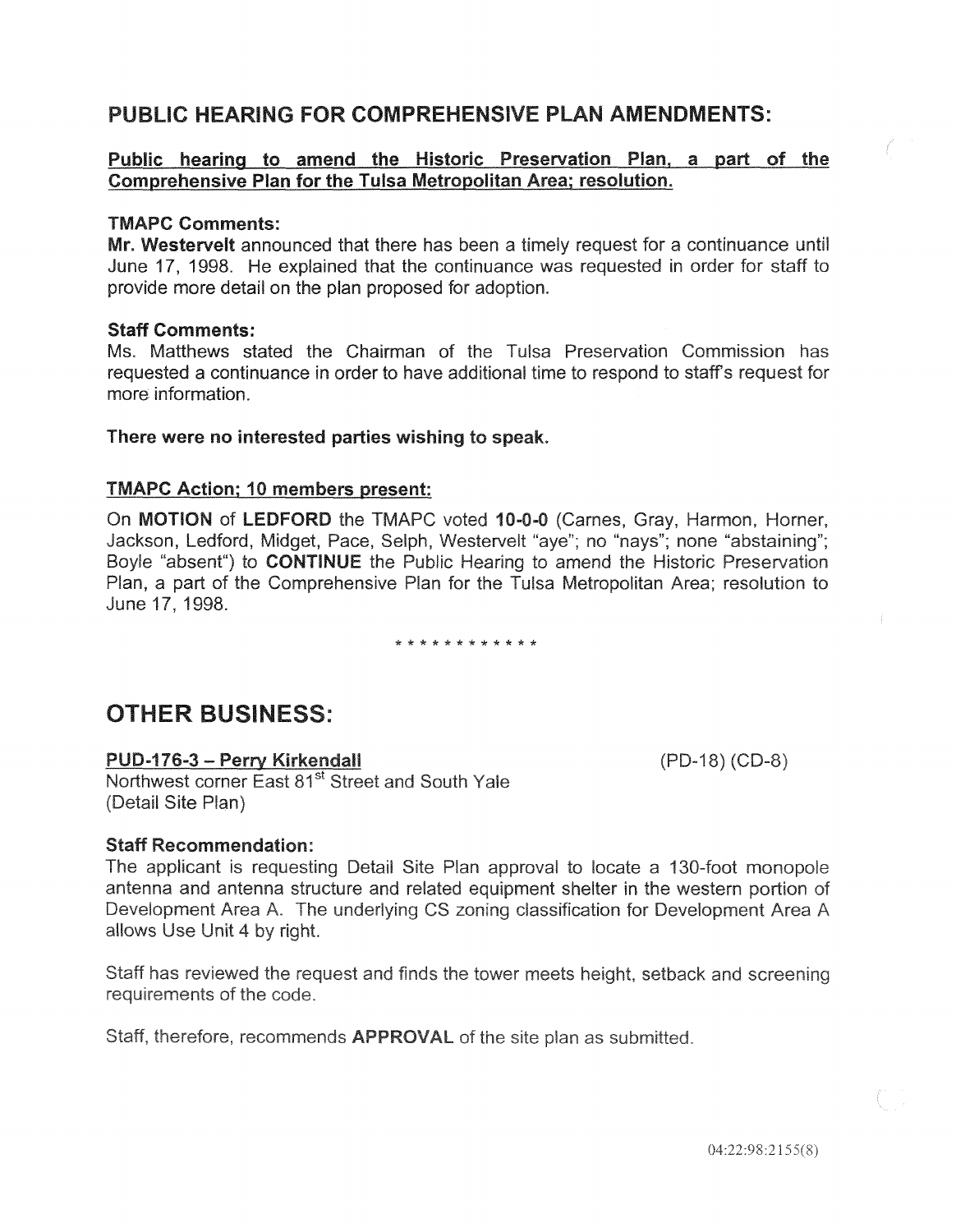## PUBLIC HEARING FOR COMPREHENSIVE PLAN AMENDMENTS:

**Public hearing to amend the Historic Preservation Plan, a part of the Comprehensive Plan for the Tulsa Metropolitan Area; resolution.**

**TMAPC Comments:**

**Mr. Westervelt** announced that there has been a timely request for a continuance until June 17, 1998. He explained that the continuance was requested in order for staff to provide more detail on the plan proposed for adoption.

**Staff Comments:**

Ms. Matthews stated the Chairman of the Tulsa Preservation Commission has requested a continuance in order to have additional time to respond to staff's request for more information.

**There were no interested parties wishing to speak.**

**TMAPC Action; 10 members present:**

On **MOTION** of **LEDFORD** the TMAPC voted **10-0-0** (Carnes, Gray, Harmon, Horner, Jackson, Ledford, Midget, Pace, Selph, Westervelt "aye"; no "nays"; none "abstaining"; Boyle "absent") to **CONTINUE** the Public Hearing to amend the Historic Preservation Plan, a part of the Comprehensive Plan for the Tulsa Metropolitan Area; resolution to June 17, 1998.

\* \* \* \* \* \* \* \* \* \* \* \*

## OTHER BUSINESS:

**PUD-176-3 – Perry Kirkendall** (PD-18) (CD-8)

Northwest corner East 81st Street and South Yale

(Detail Site Plan)

**Staff Recommendation:**

The applicant is requesting Detail Site Plan approval to locate a 130-foot monopole antenna and antenna structure and related equipment shelter in the western portion of Development Area A. The underlying CS zoning classification for Development Area A allows Use Unit 4 by right.

Staff has reviewed the request and finds the tower meets height, setback and screening requirements of the code.

Staff, therefore, recommends **APPROVAL** of the site plan as submitted.

04:22:98:2155(8)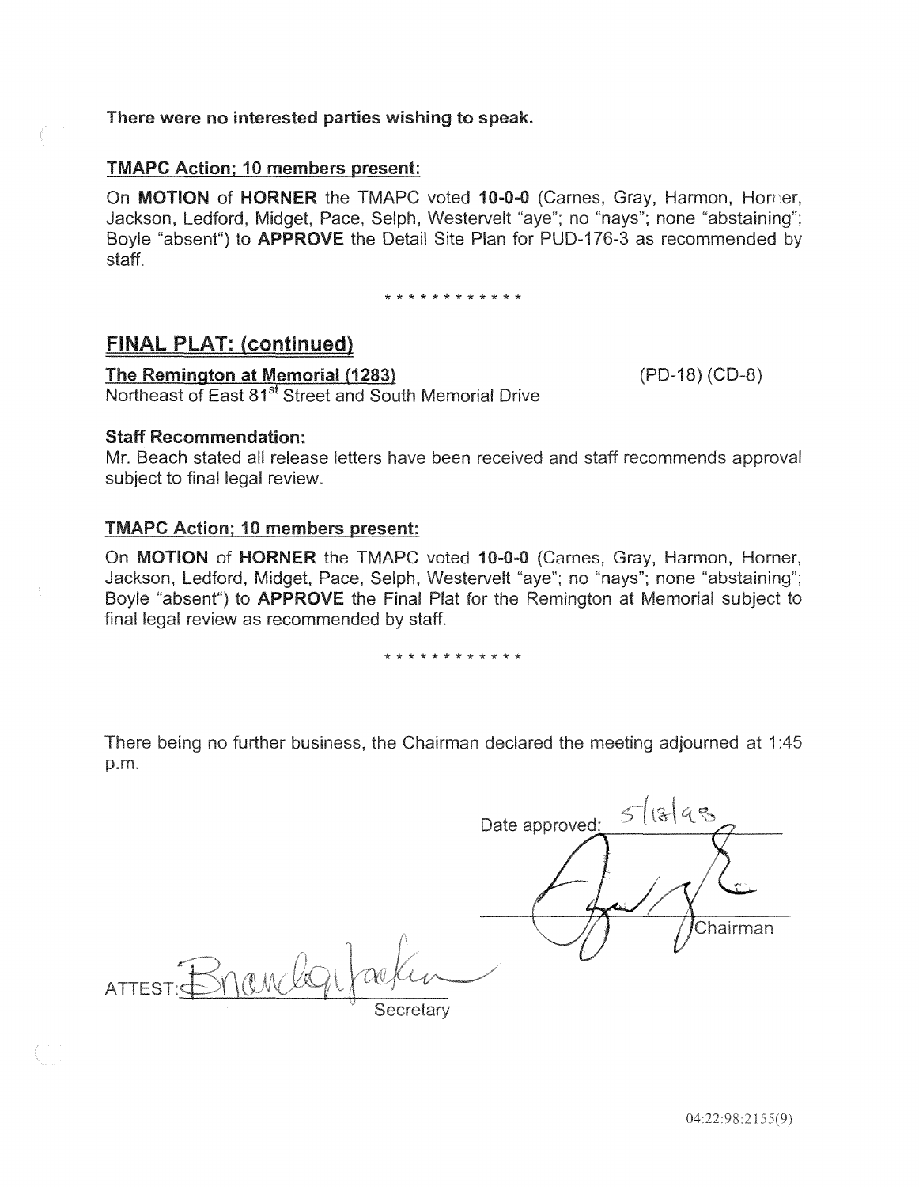**There were no interested parties wishing to speak.**

**TMAPC Action; 10 members present:**

On **MOTION** of **HORNER** the TMAPC voted **10-0-0** (Carnes, Gray, Harmon, Horner, Jackson, Ledford, Midget, Pace, Selph, Westervelt "aye"; no "nays"; none "abstaining"; Boyle "absent") to **APPROVE** the Detail Site Plan for PUD-176-3 as recommended by staff.

\* \* \* \* \* \* \* \* \* \* \* \*

## FINAL PLAT: (continued)

**The Remington at Memorial (1283)** (PD-18) (CD-8)
Northeast of East 81st Street and South Memorial Drive

**Staff Recommendation:**

Mr. Beach stated all release letters have been received and staff recommends approval subject to final legal review.

**TMAPC Action; 10 members present:**

On **MOTION** of **HORNER** the TMAPC voted **10-0-0** (Carnes, Gray, Harmon, Horner, Jackson, Ledford, Midget, Pace, Selph, Westervelt "aye"; no "nays"; none "abstaining"; Boyle "absent") to **APPROVE** the Final Plat for the Remington at Memorial subject to final legal review as recommended by staff.

\* \* \* \* \* \* \* \* \* \* \* \*

There being no further business, the Chairman declared the meeting adjourned at 1:45 p.m.

Date approved: 5/13/98

Chairman

ATTEST: Secretary

04:22:98:2155(9)